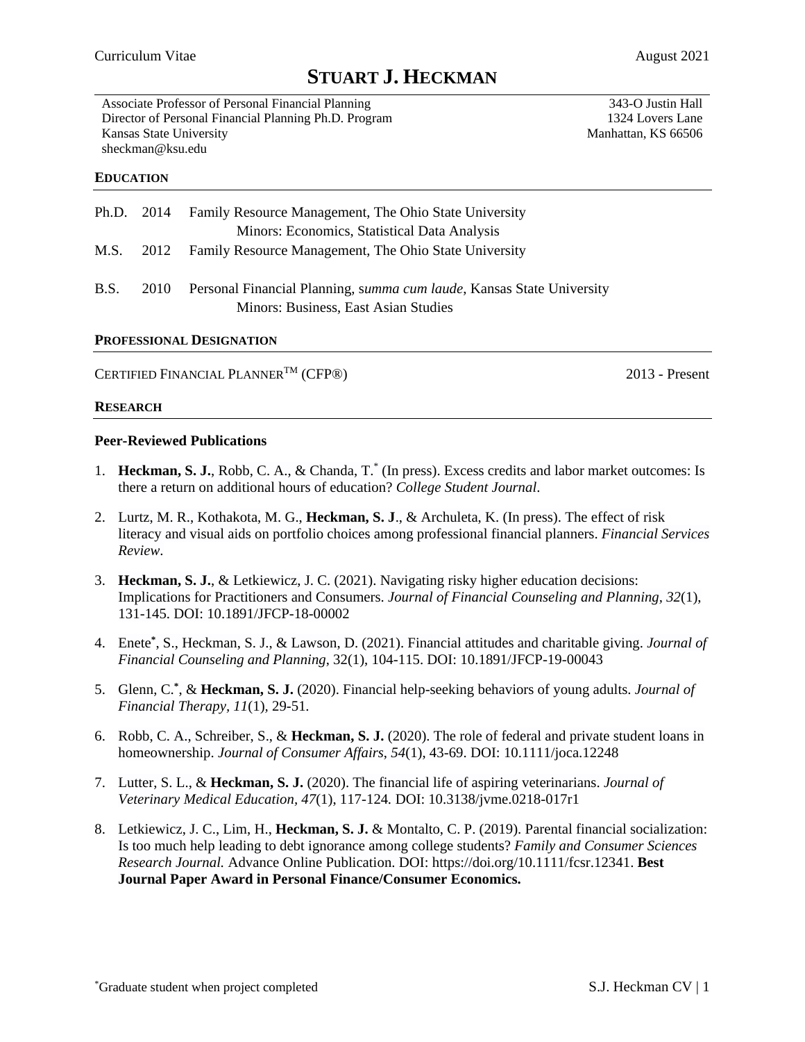Curriculum Vitae August 2021

# STUART J. HECKMAN

Associate Professor of Personal Financial Planning
Director of Personal Financial Planning Ph.D. Program
Kansas State University
sheckman@ksu.edu

343-O Justin Hall
1324 Lovers Lane
Manhattan, KS 66506

## EDUCATION

Ph.D. 2014 Family Resource Management, The Ohio State University
Minors: Economics, Statistical Data Analysis

M.S. 2012 Family Resource Management, The Ohio State University

B.S. 2010 Personal Financial Planning, s*umma cum laude*, Kansas State University
Minors: Business, East Asian Studies

## PROFESSIONAL DESIGNATION

CERTIFIED FINANCIAL PLANNER™ (CFP®) 2013 - Present

## RESEARCH

### Peer-Reviewed Publications

1. **Heckman, S. J.**, Robb, C. A., & Chanda, T.* (In press). Excess credits and labor market outcomes: Is there a return on additional hours of education? *College Student Journal*.

2. Lurtz, M. R., Kothakota, M. G., **Heckman, S. J**., & Archuleta, K. (In press). The effect of risk literacy and visual aids on portfolio choices among professional financial planners. *Financial Services Review*.

3. **Heckman, S. J.**, & Letkiewicz, J. C. (2021). Navigating risky higher education decisions: Implications for Practitioners and Consumers. *Journal of Financial Counseling and Planning, 32*(1), 131-145. DOI: 10.1891/JFCP-18-00002

4. Enete*, S., Heckman, S. J., & Lawson, D. (2021). Financial attitudes and charitable giving. *Journal of Financial Counseling and Planning*, 32(1), 104-115. DOI: 10.1891/JFCP-19-00043

5. Glenn, C.*, & **Heckman, S. J.** (2020). Financial help-seeking behaviors of young adults. *Journal of Financial Therapy, 11*(1), 29-51.

6. Robb, C. A., Schreiber, S., & **Heckman, S. J.** (2020). The role of federal and private student loans in homeownership. *Journal of Consumer Affairs*, *54*(1), 43-69. DOI: 10.1111/joca.12248

7. Lutter, S. L., & **Heckman, S. J.** (2020). The financial life of aspiring veterinarians. *Journal of Veterinary Medical Education*, *47*(1), 117-124*.* DOI: 10.3138/jvme.0218-017r1

8. Letkiewicz, J. C., Lim, H., **Heckman, S. J.** & Montalto, C. P. (2019). Parental financial socialization: Is too much help leading to debt ignorance among college students? *Family and Consumer Sciences Research Journal.* Advance Online Publication. DOI: https://doi.org/10.1111/fcsr.12341. **Best Journal Paper Award in Personal Finance/Consumer Economics.**

*Graduate student when project completed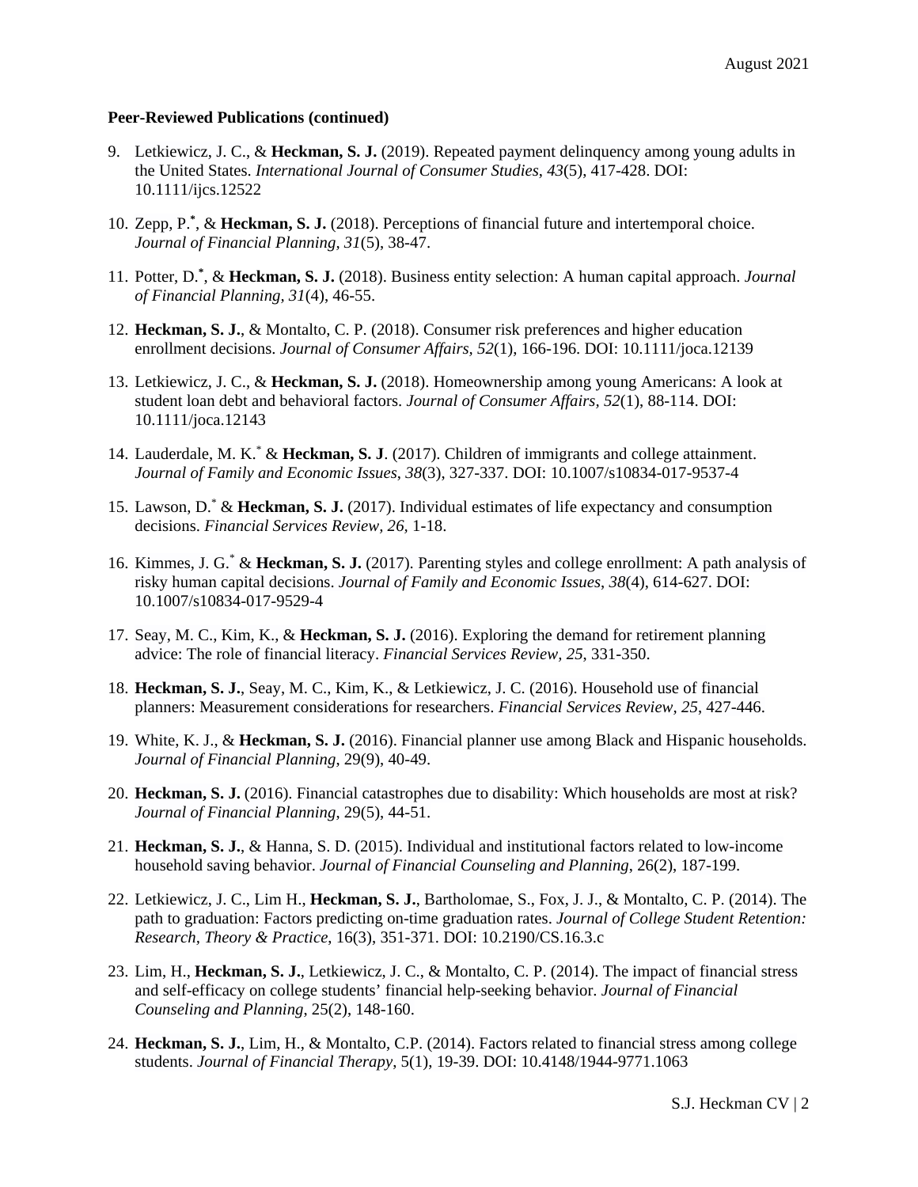**Peer-Reviewed Publications (continued)**

9. Letkiewicz, J. C., & **Heckman, S. J.** (2019). Repeated payment delinquency among young adults in the United States. *International Journal of Consumer Studies*, *43*(5), 417-428. DOI: 10.1111/ijcs.12522

10. Zepp, P.[*], & **Heckman, S. J.** (2018). Perceptions of financial future and intertemporal choice. *Journal of Financial Planning, 31*(5), 38-47.

11. Potter, D.[*], & **Heckman, S. J.** (2018). Business entity selection: A human capital approach. *Journal of Financial Planning, 31*(4), 46-55.

12. **Heckman, S. J.**, & Montalto, C. P. (2018). Consumer risk preferences and higher education enrollment decisions. *Journal of Consumer Affairs, 52*(1), 166-196. DOI: 10.1111/joca.12139

13. Letkiewicz, J. C., & **Heckman, S. J.** (2018). Homeownership among young Americans: A look at student loan debt and behavioral factors. *Journal of Consumer Affairs*, *52*(1), 88-114. DOI: 10.1111/joca.12143

14. Lauderdale, M. K.[*] & **Heckman, S. J**. (2017). Children of immigrants and college attainment. *Journal of Family and Economic Issues*, *38*(3), 327-337. DOI: 10.1007/s10834-017-9537-4

15. Lawson, D.[*] & **Heckman, S. J.** (2017). Individual estimates of life expectancy and consumption decisions. *Financial Services Review, 26*, 1-18.

16. Kimmes, J. G.[*] & **Heckman, S. J.** (2017). Parenting styles and college enrollment: A path analysis of risky human capital decisions. *Journal of Family and Economic Issues*, *38*(4), 614-627. DOI: 10.1007/s10834-017-9529-4

17. Seay, M. C., Kim, K., & **Heckman, S. J.** (2016). Exploring the demand for retirement planning advice: The role of financial literacy. *Financial Services Review, 25*, 331-350.

18. **Heckman, S. J.**, Seay, M. C., Kim, K., & Letkiewicz, J. C. (2016). Household use of financial planners: Measurement considerations for researchers. *Financial Services Review, 25*, 427-446.

19. White, K. J., & **Heckman, S. J.** (2016). Financial planner use among Black and Hispanic households. *Journal of Financial Planning*, 29(9), 40-49.

20. **Heckman, S. J.** (2016). Financial catastrophes due to disability: Which households are most at risk? *Journal of Financial Planning*, 29(5), 44-51.

21. **Heckman, S. J.**, & Hanna, S. D. (2015). Individual and institutional factors related to low-income household saving behavior. *Journal of Financial Counseling and Planning*, 26(2), 187-199.

22. Letkiewicz, J. C., Lim H., **Heckman, S. J.**, Bartholomae, S., Fox, J. J., & Montalto, C. P. (2014). The path to graduation: Factors predicting on-time graduation rates. *Journal of College Student Retention: Research*, *Theory & Practice*, 16(3), 351-371. DOI: 10.2190/CS.16.3.c

23. Lim, H., **Heckman, S. J.**, Letkiewicz, J. C., & Montalto, C. P. (2014). The impact of financial stress and self-efficacy on college students' financial help-seeking behavior. *Journal of Financial Counseling and Planning*, 25(2), 148-160.

24. **Heckman, S. J.**, Lim, H., & Montalto, C.P. (2014). Factors related to financial stress among college students. *Journal of Financial Therapy*, 5(1), 19-39. DOI: 10.4148/1944-9771.1063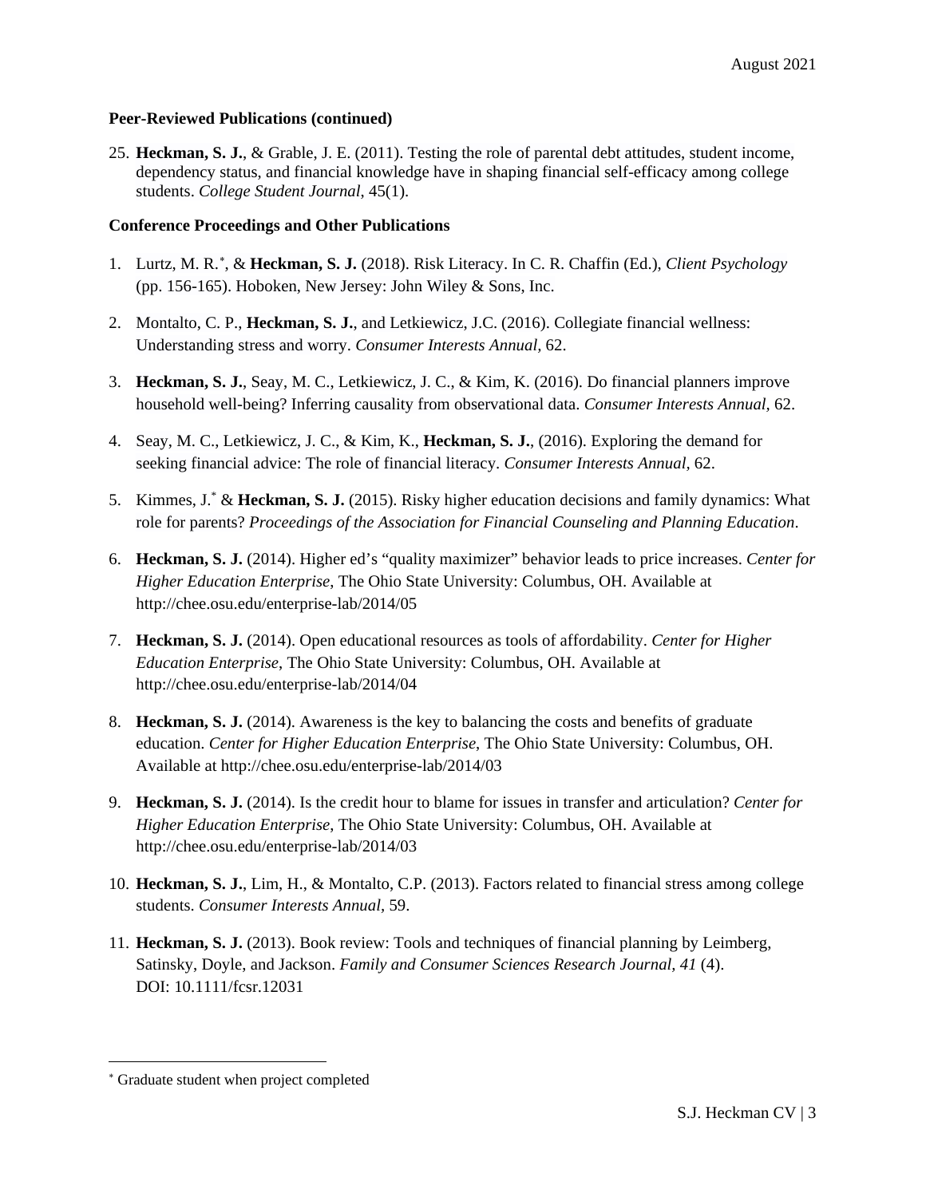**Peer-Reviewed Publications (continued)**

25. **Heckman, S. J.**, & Grable, J. E. (2011). Testing the role of parental debt attitudes, student income, dependency status, and financial knowledge have in shaping financial self-efficacy among college students. *College Student Journal*, 45(1).

**Conference Proceedings and Other Publications**

1. Lurtz, M. R.[*], & **Heckman, S. J.** (2018). Risk Literacy. In C. R. Chaffin (Ed.), *Client Psychology* (pp. 156-165). Hoboken, New Jersey: John Wiley & Sons, Inc.

2. Montalto, C. P., **Heckman, S. J.**, and Letkiewicz, J.C. (2016). Collegiate financial wellness: Understanding stress and worry. *Consumer Interests Annual,* 62.

3. **Heckman, S. J.**, Seay, M. C., Letkiewicz, J. C., & Kim, K. (2016). Do financial planners improve household well-being? Inferring causality from observational data. *Consumer Interests Annual*, 62.

4. Seay, M. C., Letkiewicz, J. C., & Kim, K., **Heckman, S. J.**, (2016). Exploring the demand for seeking financial advice: The role of financial literacy. *Consumer Interests Annual*, 62.

5. Kimmes, J.[*] & **Heckman, S. J.** (2015). Risky higher education decisions and family dynamics: What role for parents? *Proceedings of the Association for Financial Counseling and Planning Education*.

6. **Heckman, S. J.** (2014). Higher ed's "quality maximizer" behavior leads to price increases. *Center for Higher Education Enterprise*, The Ohio State University: Columbus, OH. Available at http://chee.osu.edu/enterprise-lab/2014/05

7. **Heckman, S. J.** (2014). Open educational resources as tools of affordability. *Center for Higher Education Enterprise*, The Ohio State University: Columbus, OH. Available at http://chee.osu.edu/enterprise-lab/2014/04

8. **Heckman, S. J.** (2014). Awareness is the key to balancing the costs and benefits of graduate education. *Center for Higher Education Enterprise*, The Ohio State University: Columbus, OH. Available at http://chee.osu.edu/enterprise-lab/2014/03

9. **Heckman, S. J.** (2014). Is the credit hour to blame for issues in transfer and articulation? *Center for Higher Education Enterprise,* The Ohio State University: Columbus, OH. Available at http://chee.osu.edu/enterprise-lab/2014/03

10. **Heckman, S. J.**, Lim, H., & Montalto, C.P. (2013). Factors related to financial stress among college students. *Consumer Interests Annual,* 59.

11. **Heckman, S. J.** (2013). Book review: Tools and techniques of financial planning by Leimberg, Satinsky, Doyle, and Jackson. *Family and Consumer Sciences Research Journal, 41* (4). DOI: 10.1111/fcsr.12031

[*] Graduate student when project completed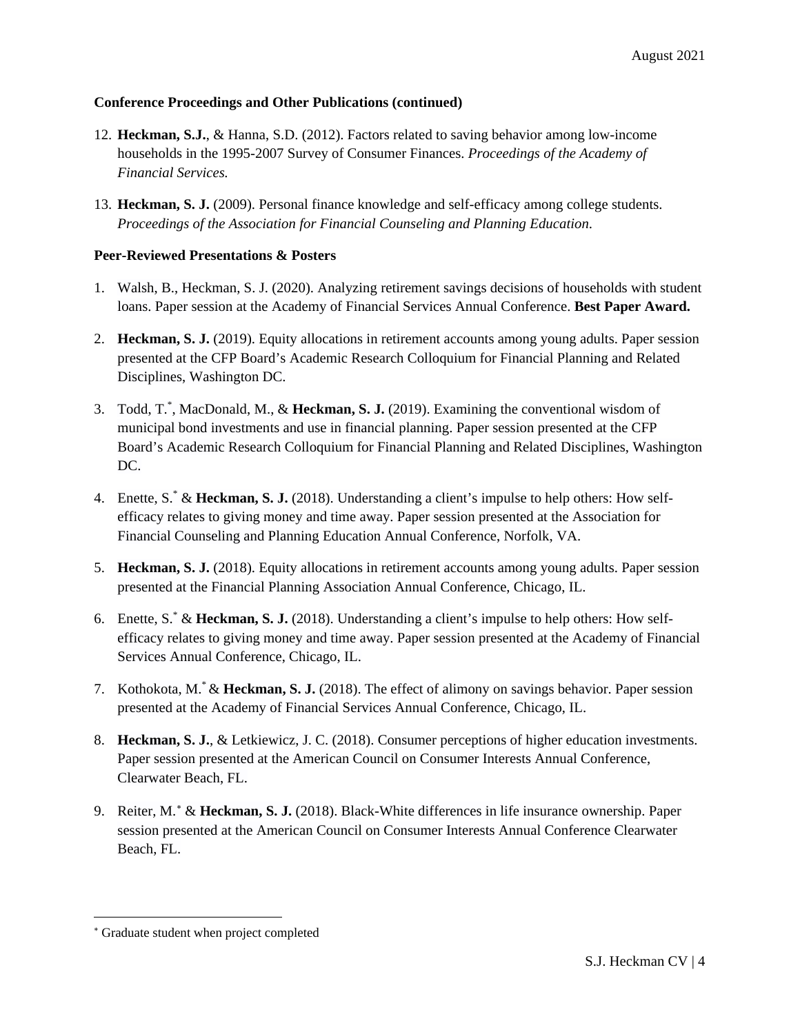**Conference Proceedings and Other Publications (continued)**

12. **Heckman, S.J.**, & Hanna, S.D. (2012). Factors related to saving behavior among low-income households in the 1995-2007 Survey of Consumer Finances. *Proceedings of the Academy of Financial Services.*

13. **Heckman, S. J.** (2009). Personal finance knowledge and self-efficacy among college students. *Proceedings of the Association for Financial Counseling and Planning Education*.

**Peer-Reviewed Presentations & Posters**

1. Walsh, B., Heckman, S. J. (2020). Analyzing retirement savings decisions of households with student loans. Paper session at the Academy of Financial Services Annual Conference. **Best Paper Award.**

2. **Heckman, S. J.** (2019). Equity allocations in retirement accounts among young adults. Paper session presented at the CFP Board's Academic Research Colloquium for Financial Planning and Related Disciplines, Washington DC.

3. Todd, T.*, MacDonald, M., & **Heckman, S. J.** (2019). Examining the conventional wisdom of municipal bond investments and use in financial planning. Paper session presented at the CFP Board's Academic Research Colloquium for Financial Planning and Related Disciplines, Washington DC.

4. Enette, S.* & **Heckman, S. J.** (2018). Understanding a client's impulse to help others: How self-efficacy relates to giving money and time away. Paper session presented at the Association for Financial Counseling and Planning Education Annual Conference, Norfolk, VA.

5. **Heckman, S. J.** (2018). Equity allocations in retirement accounts among young adults. Paper session presented at the Financial Planning Association Annual Conference, Chicago, IL.

6. Enette, S.* & **Heckman, S. J.** (2018). Understanding a client's impulse to help others: How self-efficacy relates to giving money and time away. Paper session presented at the Academy of Financial Services Annual Conference, Chicago, IL.

7. Kothokota, M.* & **Heckman, S. J.** (2018). The effect of alimony on savings behavior. Paper session presented at the Academy of Financial Services Annual Conference, Chicago, IL.

8. **Heckman, S. J.**, & Letkiewicz, J. C. (2018). Consumer perceptions of higher education investments. Paper session presented at the American Council on Consumer Interests Annual Conference, Clearwater Beach, FL.

9. Reiter, M.* & **Heckman, S. J.** (2018). Black-White differences in life insurance ownership. Paper session presented at the American Council on Consumer Interests Annual Conference Clearwater Beach, FL.

* Graduate student when project completed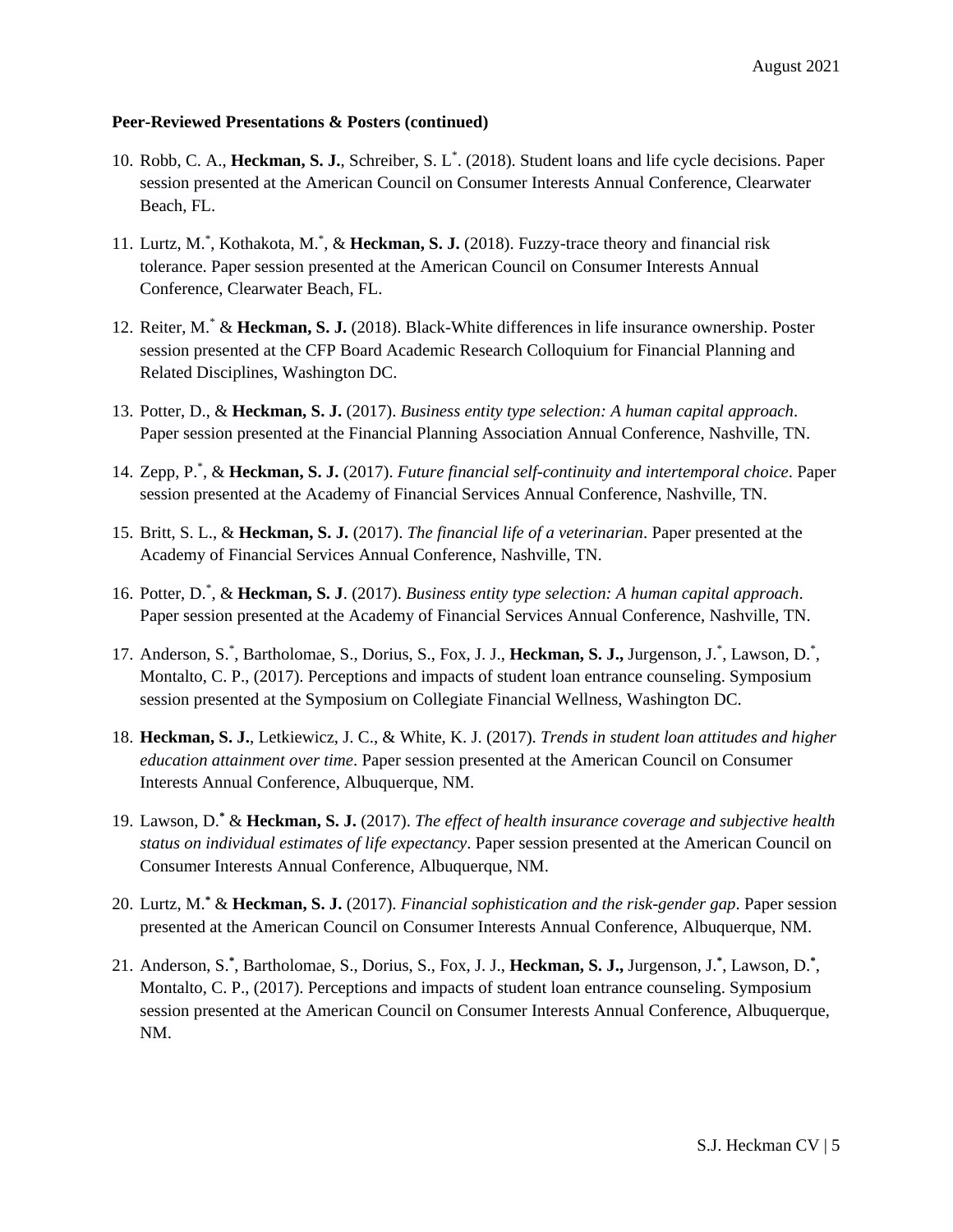**Peer-Reviewed Presentations & Posters (continued)**

10. Robb, C. A., **Heckman, S. J.**, Schreiber, S. L*. (2018). Student loans and life cycle decisions. Paper session presented at the American Council on Consumer Interests Annual Conference, Clearwater Beach, FL.
11. Lurtz, M.*, Kothakota, M.*, & **Heckman, S. J.** (2018). Fuzzy-trace theory and financial risk tolerance. Paper session presented at the American Council on Consumer Interests Annual Conference, Clearwater Beach, FL.
12. Reiter, M.* & **Heckman, S. J.** (2018). Black-White differences in life insurance ownership. Poster session presented at the CFP Board Academic Research Colloquium for Financial Planning and Related Disciplines, Washington DC.
13. Potter, D., & **Heckman, S. J.** (2017). *Business entity type selection: A human capital approach*. Paper session presented at the Financial Planning Association Annual Conference, Nashville, TN.
14. Zepp, P.*, & **Heckman, S. J.** (2017). *Future financial self-continuity and intertemporal choice*. Paper session presented at the Academy of Financial Services Annual Conference, Nashville, TN.
15. Britt, S. L., & **Heckman, S. J.** (2017). *The financial life of a veterinarian*. Paper presented at the Academy of Financial Services Annual Conference, Nashville, TN.
16. Potter, D.*, & **Heckman, S. J**. (2017). *Business entity type selection: A human capital approach*. Paper session presented at the Academy of Financial Services Annual Conference, Nashville, TN.
17. Anderson, S.*, Bartholomae, S., Dorius, S., Fox, J. J., **Heckman, S. J.,** Jurgenson, J.*, Lawson, D.*, Montalto, C. P., (2017). Perceptions and impacts of student loan entrance counseling. Symposium session presented at the Symposium on Collegiate Financial Wellness, Washington DC.
18. **Heckman, S. J.**, Letkiewicz, J. C., & White, K. J. (2017). *Trends in student loan attitudes and higher education attainment over time*. Paper session presented at the American Council on Consumer Interests Annual Conference, Albuquerque, NM.
19. Lawson, D.* & **Heckman, S. J.** (2017). *The effect of health insurance coverage and subjective health status on individual estimates of life expectancy*. Paper session presented at the American Council on Consumer Interests Annual Conference, Albuquerque, NM.
20. Lurtz, M.* & **Heckman, S. J.** (2017). *Financial sophistication and the risk-gender gap*. Paper session presented at the American Council on Consumer Interests Annual Conference, Albuquerque, NM.
21. Anderson, S.*, Bartholomae, S., Dorius, S., Fox, J. J., **Heckman, S. J.,** Jurgenson, J.*, Lawson, D.*, Montalto, C. P., (2017). Perceptions and impacts of student loan entrance counseling. Symposium session presented at the American Council on Consumer Interests Annual Conference, Albuquerque, NM.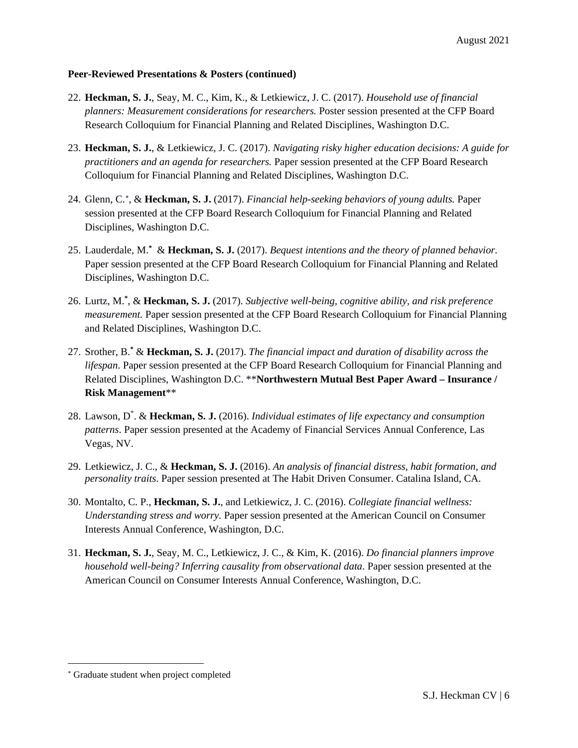**Peer-Reviewed Presentations & Posters (continued)**

22. **Heckman, S. J.**, Seay, M. C., Kim, K., & Letkiewicz, J. C. (2017). *Household use of financial planners: Measurement considerations for researchers.* Poster session presented at the CFP Board Research Colloquium for Financial Planning and Related Disciplines, Washington D.C.

23. **Heckman, S. J.**, & Letkiewicz, J. C. (2017). *Navigating risky higher education decisions: A guide for practitioners and an agenda for researchers.* Paper session presented at the CFP Board Research Colloquium for Financial Planning and Related Disciplines, Washington D.C.

24. Glenn, C.[*], & **Heckman, S. J.** (2017). *Financial help-seeking behaviors of young adults.* Paper session presented at the CFP Board Research Colloquium for Financial Planning and Related Disciplines, Washington D.C.

25. Lauderdale, M.[*] & **Heckman, S. J.** (2017). *Bequest intentions and the theory of planned behavior.* Paper session presented at the CFP Board Research Colloquium for Financial Planning and Related Disciplines, Washington D.C.

26. Lurtz, M.[*], & **Heckman, S. J.** (2017). *Subjective well-being, cognitive ability, and risk preference measurement.* Paper session presented at the CFP Board Research Colloquium for Financial Planning and Related Disciplines, Washington D.C.

27. Srother, B.[*] & **Heckman, S. J.** (2017). *The financial impact and duration of disability across the lifespan*. Paper session presented at the CFP Board Research Colloquium for Financial Planning and Related Disciplines, Washington D.C. ****Northwestern Mutual Best Paper Award – Insurance / Risk Management****

28. Lawson, D[*]. & **Heckman, S. J.** (2016). *Individual estimates of life expectancy and consumption patterns*. Paper session presented at the Academy of Financial Services Annual Conference, Las Vegas, NV.

29. Letkiewicz, J. C., & **Heckman, S. J.** (2016). *An analysis of financial distress, habit formation, and personality traits*. Paper session presented at The Habit Driven Consumer. Catalina Island, CA.

30. Montalto, C. P., **Heckman, S. J.**, and Letkiewicz, J. C. (2016). *Collegiate financial wellness: Understanding stress and worry.* Paper session presented at the American Council on Consumer Interests Annual Conference, Washington, D.C.

31. **Heckman, S. J.**, Seay, M. C., Letkiewicz, J. C., & Kim, K. (2016). *Do financial planners improve household well-being? Inferring causality from observational data*. Paper session presented at the American Council on Consumer Interests Annual Conference, Washington, D.C.

[*] Graduate student when project completed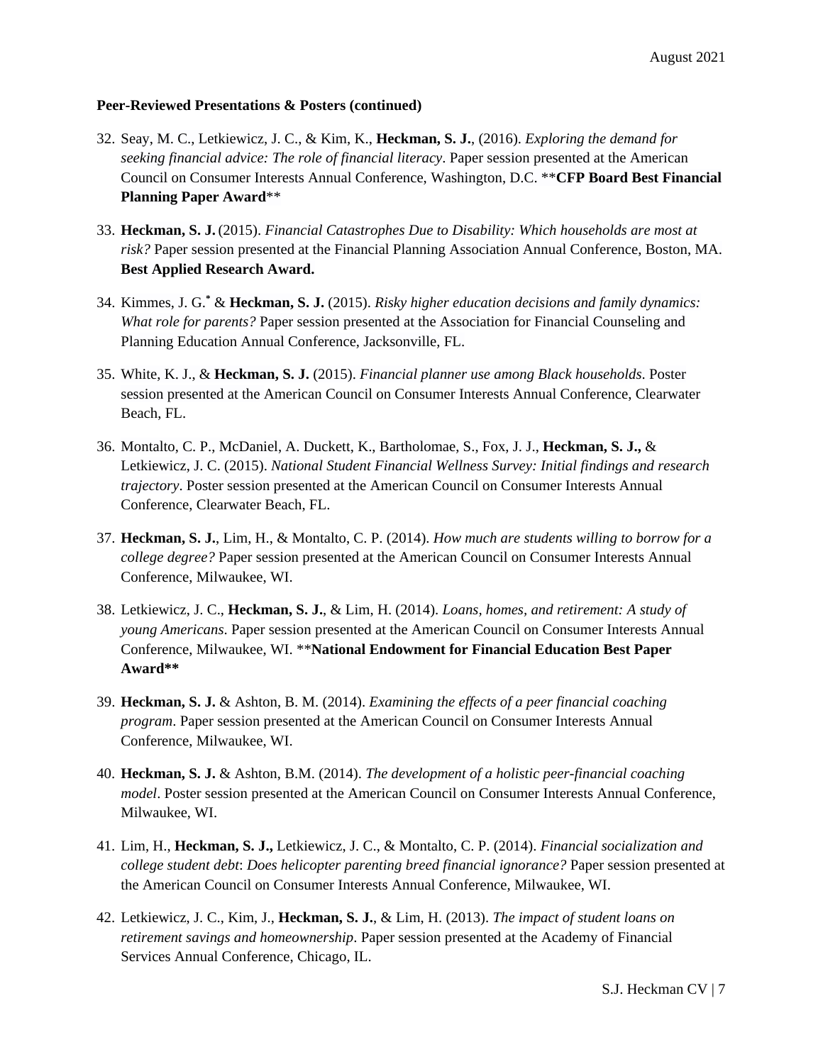**Peer-Reviewed Presentations & Posters (continued)**

32. Seay, M. C., Letkiewicz, J. C., & Kim, K., **Heckman, S. J.**, (2016). *Exploring the demand for seeking financial advice: The role of financial literacy*. Paper session presented at the American Council on Consumer Interests Annual Conference, Washington, D.C. ****CFP Board Best Financial Planning Paper Award****

33. **Heckman, S. J.** (2015). *Financial Catastrophes Due to Disability: Which households are most at risk?* Paper session presented at the Financial Planning Association Annual Conference, Boston, MA. **Best Applied Research Award.**

34. Kimmes, J. G.[*] & **Heckman, S. J.** (2015). *Risky higher education decisions and family dynamics: What role for parents?* Paper session presented at the Association for Financial Counseling and Planning Education Annual Conference, Jacksonville, FL.

35. White, K. J., & **Heckman, S. J.** (2015). *Financial planner use among Black households*. Poster session presented at the American Council on Consumer Interests Annual Conference, Clearwater Beach, FL.

36. Montalto, C. P., McDaniel, A. Duckett, K., Bartholomae, S., Fox, J. J., **Heckman, S. J.,** & Letkiewicz, J. C. (2015). *National Student Financial Wellness Survey: Initial findings and research trajectory*. Poster session presented at the American Council on Consumer Interests Annual Conference, Clearwater Beach, FL.

37. **Heckman, S. J.**, Lim, H., & Montalto, C. P. (2014). *How much are students willing to borrow for a college degree?* Paper session presented at the American Council on Consumer Interests Annual Conference, Milwaukee, WI.

38. Letkiewicz, J. C., **Heckman, S. J.**, & Lim, H. (2014). *Loans, homes, and retirement: A study of young Americans*. Paper session presented at the American Council on Consumer Interests Annual Conference, Milwaukee, WI. ****National Endowment for Financial Education Best Paper Award****

39. **Heckman, S. J.** & Ashton, B. M. (2014). *Examining the effects of a peer financial coaching program*. Paper session presented at the American Council on Consumer Interests Annual Conference, Milwaukee, WI.

40. **Heckman, S. J.** & Ashton, B.M. (2014). *The development of a holistic peer-financial coaching model*. Poster session presented at the American Council on Consumer Interests Annual Conference, Milwaukee, WI.

41. Lim, H., **Heckman, S. J.,** Letkiewicz, J. C., & Montalto, C. P. (2014). *Financial socialization and college student debt*: *Does helicopter parenting breed financial ignorance?* Paper session presented at the American Council on Consumer Interests Annual Conference, Milwaukee, WI.

42. Letkiewicz, J. C., Kim, J., **Heckman, S. J.**, & Lim, H. (2013). *The impact of student loans on retirement savings and homeownership*. Paper session presented at the Academy of Financial Services Annual Conference, Chicago, IL.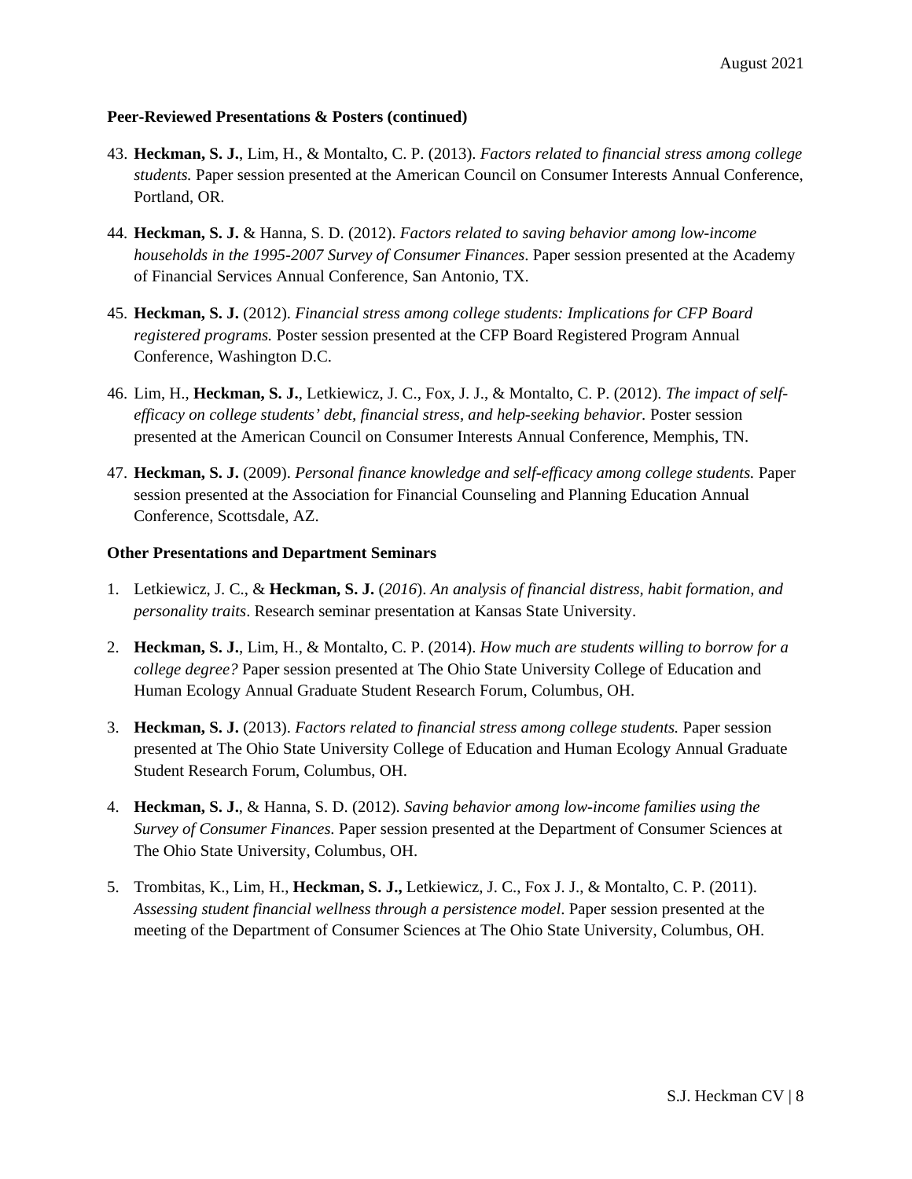**Peer-Reviewed Presentations & Posters (continued)**

43. **Heckman, S. J.**, Lim, H., & Montalto, C. P. (2013). *Factors related to financial stress among college students.* Paper session presented at the American Council on Consumer Interests Annual Conference, Portland, OR.

44. **Heckman, S. J.** & Hanna, S. D. (2012). *Factors related to saving behavior among low-income households in the 1995-2007 Survey of Consumer Finances*. Paper session presented at the Academy of Financial Services Annual Conference, San Antonio, TX.

45. **Heckman, S. J.** (2012). *Financial stress among college students: Implications for CFP Board registered programs.* Poster session presented at the CFP Board Registered Program Annual Conference, Washington D.C.

46. Lim, H., **Heckman, S. J.**, Letkiewicz, J. C., Fox, J. J., & Montalto, C. P. (2012). *The impact of self-efficacy on college students' debt, financial stress, and help-seeking behavior.* Poster session presented at the American Council on Consumer Interests Annual Conference, Memphis, TN.

47. **Heckman, S. J.** (2009). *Personal finance knowledge and self-efficacy among college students.* Paper session presented at the Association for Financial Counseling and Planning Education Annual Conference, Scottsdale, AZ.

**Other Presentations and Department Seminars**

1. Letkiewicz, J. C., & **Heckman, S. J.** (*2016*). *An analysis of financial distress, habit formation, and personality traits*. Research seminar presentation at Kansas State University.

2. **Heckman, S. J.**, Lim, H., & Montalto, C. P. (2014). *How much are students willing to borrow for a college degree?* Paper session presented at The Ohio State University College of Education and Human Ecology Annual Graduate Student Research Forum, Columbus, OH.

3. **Heckman, S. J.** (2013). *Factors related to financial stress among college students.* Paper session presented at The Ohio State University College of Education and Human Ecology Annual Graduate Student Research Forum, Columbus, OH.

4. **Heckman, S. J.**, & Hanna, S. D. (2012). *Saving behavior among low-income families using the Survey of Consumer Finances.* Paper session presented at the Department of Consumer Sciences at The Ohio State University, Columbus, OH.

5. Trombitas, K., Lim, H., **Heckman, S. J.,** Letkiewicz, J. C., Fox J. J., & Montalto, C. P. (2011). *Assessing student financial wellness through a persistence model*. Paper session presented at the meeting of the Department of Consumer Sciences at The Ohio State University, Columbus, OH.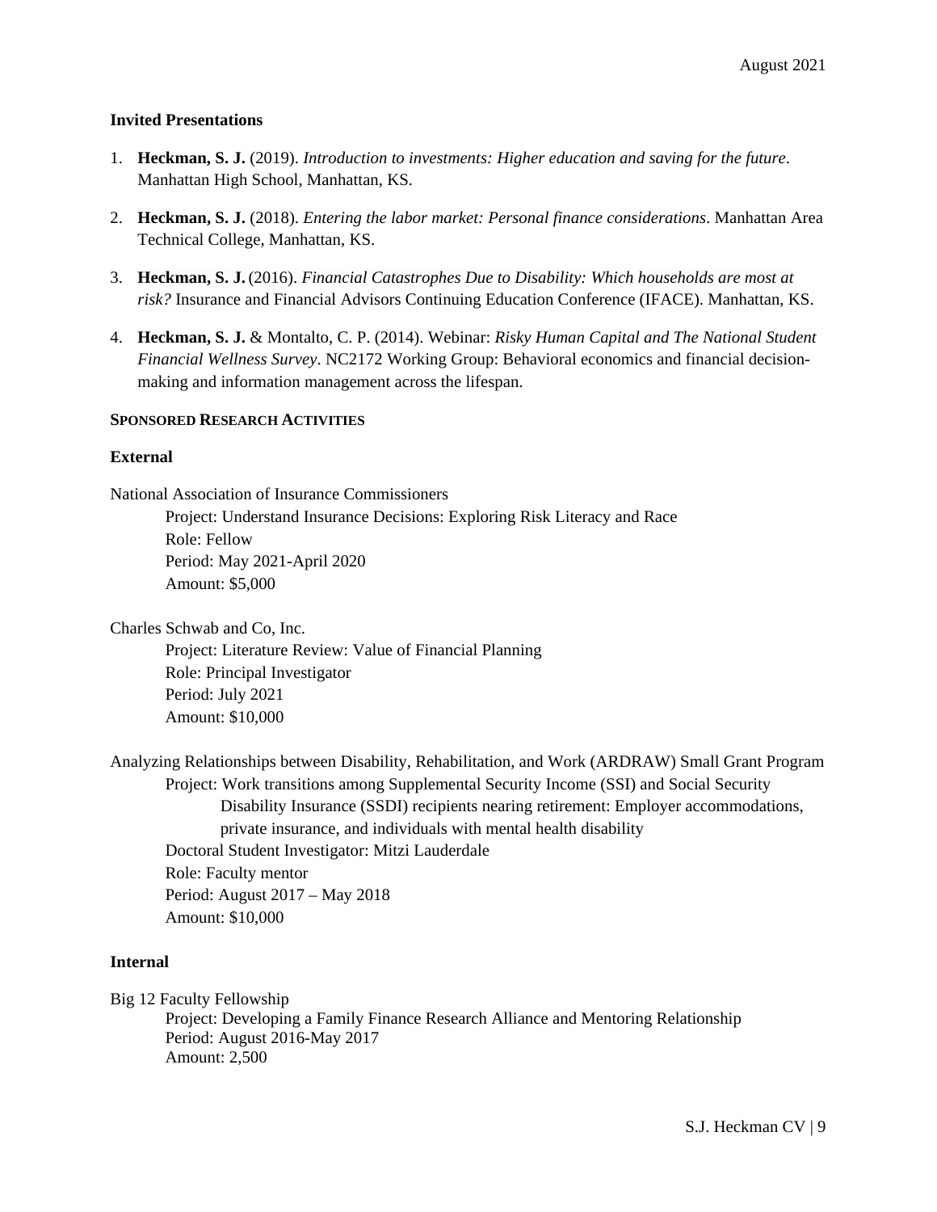**Invited Presentations**

1. **Heckman, S. J.** (2019). *Introduction to investments: Higher education and saving for the future*. Manhattan High School, Manhattan, KS.

2. **Heckman, S. J.** (2018). *Entering the labor market: Personal finance considerations*. Manhattan Area Technical College, Manhattan, KS.

3. **Heckman, S. J.** (2016). *Financial Catastrophes Due to Disability: Which households are most at risk?* Insurance and Financial Advisors Continuing Education Conference (IFACE). Manhattan, KS.

4. **Heckman, S. J.** & Montalto, C. P. (2014). Webinar: *Risky Human Capital and The National Student Financial Wellness Survey*. NC2172 Working Group: Behavioral economics and financial decision-making and information management across the lifespan.

## SPONSORED RESEARCH ACTIVITIES

### External

National Association of Insurance Commissioners
Project: Understand Insurance Decisions: Exploring Risk Literacy and Race
Role: Fellow
Period: May 2021-April 2020
Amount: $5,000

Charles Schwab and Co, Inc.
Project: Literature Review: Value of Financial Planning
Role: Principal Investigator
Period: July 2021
Amount: $10,000

Analyzing Relationships between Disability, Rehabilitation, and Work (ARDRAW) Small Grant Program
Project: Work transitions among Supplemental Security Income (SSI) and Social Security Disability Insurance (SSDI) recipients nearing retirement: Employer accommodations, private insurance, and individuals with mental health disability
Doctoral Student Investigator: Mitzi Lauderdale
Role: Faculty mentor
Period: August 2017 – May 2018
Amount: $10,000

### Internal

Big 12 Faculty Fellowship
Project: Developing a Family Finance Research Alliance and Mentoring Relationship
Period: August 2016-May 2017
Amount: 2,500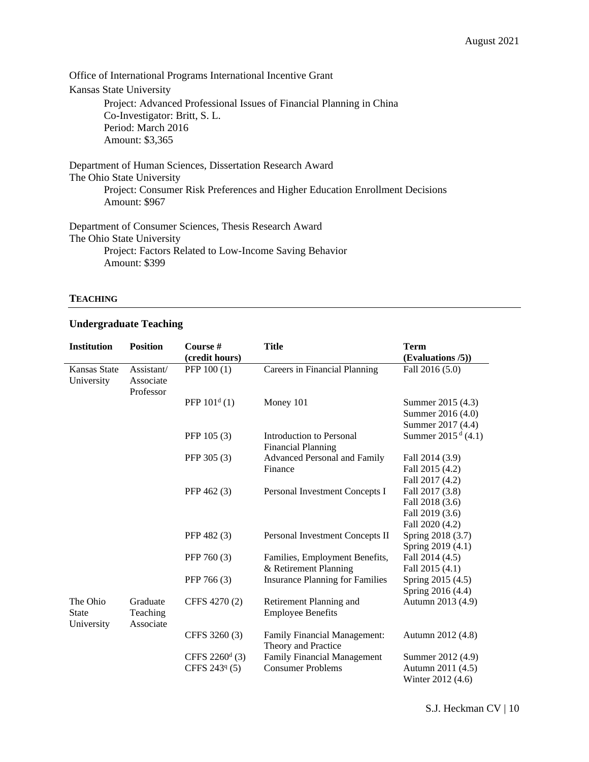Office of International Programs International Incentive Grant
Kansas State University

Project: Advanced Professional Issues of Financial Planning in China
Co-Investigator: Britt, S. L.
Period: March 2016
Amount: $3,365

Department of Human Sciences, Dissertation Research Award
The Ohio State University

Project: Consumer Risk Preferences and Higher Education Enrollment Decisions
Amount: $967

Department of Consumer Sciences, Thesis Research Award
The Ohio State University

Project: Factors Related to Low-Income Saving Behavior
Amount: $399

## TEACHING

### Undergraduate Teaching

| Institution | Position | Course # (credit hours) | Title | Term (Evaluations /5)) |
|---|---|---|---|---|
| Kansas State University | Assistant/ Associate Professor | PFP 100 (1) | Careers in Financial Planning | Fall 2016 (5.0) |
| | | PFP 101[d] (1) | Money 101 | Summer 2015 (4.3)<br>Summer 2016 (4.0)<br>Summer 2017 (4.4) |
| | | PFP 105 (3) | Introduction to Personal Financial Planning | Summer 2015 [d] (4.1) |
| | | PFP 305 (3) | Advanced Personal and Family Finance | Fall 2014 (3.9)<br>Fall 2015 (4.2)<br>Fall 2017 (4.2) |
| | | PFP 462 (3) | Personal Investment Concepts I | Fall 2017 (3.8)<br>Fall 2018 (3.6)<br>Fall 2019 (3.6)<br>Fall 2020 (4.2) |
| | | PFP 482 (3) | Personal Investment Concepts II | Spring 2018 (3.7)<br>Spring 2019 (4.1) |
| | | PFP 760 (3) | Families, Employment Benefits, & Retirement Planning | Fall 2014 (4.5)<br>Fall 2015 (4.1) |
| | | PFP 766 (3) | Insurance Planning for Families | Spring 2015 (4.5)<br>Spring 2016 (4.4) |
| The Ohio State University | Graduate Teaching Associate | CFFS 4270 (2) | Retirement Planning and Employee Benefits | Autumn 2013 (4.9) |
| | | CFFS 3260 (3) | Family Financial Management: Theory and Practice | Autumn 2012 (4.8) |
| | | CFFS 2260[d] (3) | Family Financial Management | Summer 2012 (4.9) |
| | | CFFS 243[q] (5) | Consumer Problems | Autumn 2011 (4.5)<br>Winter 2012 (4.6) |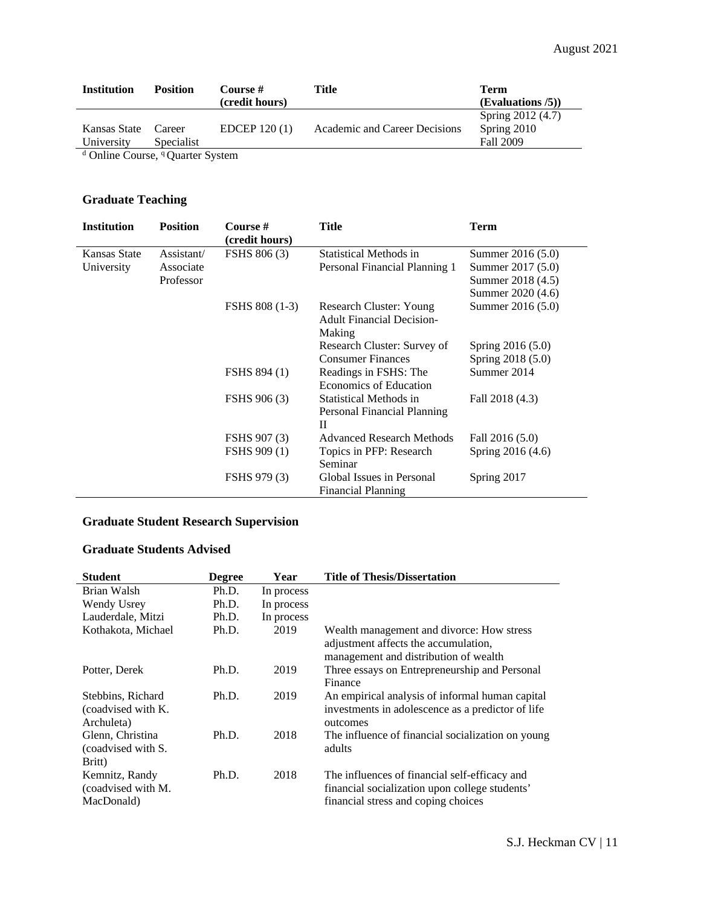| Institution | Position | Course # (credit hours) | Title | Term (Evaluations /5)) |
|---|---|---|---|---|
| Kansas State University | Career Specialist | EDCEP 120 (1) | Academic and Career Decisions | Spring 2012 (4.7)<br>Spring 2010<br>Fall 2009 |

[d] Online Course, [q] Quarter System

### Graduate Teaching

| Institution | Position | Course # (credit hours) | Title | Term |
|---|---|---|---|---|
| Kansas State University | Assistant/ Associate Professor | FSHS 806 (3) | Statistical Methods in Personal Financial Planning 1 | Summer 2016 (5.0)<br>Summer 2017 (5.0)<br>Summer 2018 (4.5)<br>Summer 2020 (4.6) |
| | | FSHS 808 (1-3) | Research Cluster: Young Adult Financial Decision-Making | Summer 2016 (5.0) |
| | | | Research Cluster: Survey of Consumer Finances | Spring 2016 (5.0)<br>Spring 2018 (5.0) |
| | | FSHS 894 (1) | Readings in FSHS: The Economics of Education | Summer 2014 |
| | | FSHS 906 (3) | Statistical Methods in Personal Financial Planning II | Fall 2018 (4.3) |
| | | FSHS 907 (3) | Advanced Research Methods | Fall 2016 (5.0) |
| | | FSHS 909 (1) | Topics in PFP: Research Seminar | Spring 2016 (4.6) |
| | | FSHS 979 (3) | Global Issues in Personal Financial Planning | Spring 2017 |

### Graduate Student Research Supervision

### Graduate Students Advised

| Student | Degree | Year | Title of Thesis/Dissertation |
|---|---|---|---|
| Brian Walsh | Ph.D. | In process | |
| Wendy Usrey | Ph.D. | In process | |
| Lauderdale, Mitzi | Ph.D. | In process | |
| Kothakota, Michael | Ph.D. | 2019 | Wealth management and divorce: How stress adjustment affects the accumulation, management and distribution of wealth |
| Potter, Derek | Ph.D. | 2019 | Three essays on Entrepreneurship and Personal Finance |
| Stebbins, Richard (coadvised with K. Archuleta) | Ph.D. | 2019 | An empirical analysis of informal human capital investments in adolescence as a predictor of life outcomes |
| Glenn, Christina (coadvised with S. Britt) | Ph.D. | 2018 | The influence of financial socialization on young adults |
| Kemnitz, Randy (coadvised with M. MacDonald) | Ph.D. | 2018 | The influences of financial self-efficacy and financial socialization upon college students' financial stress and coping choices |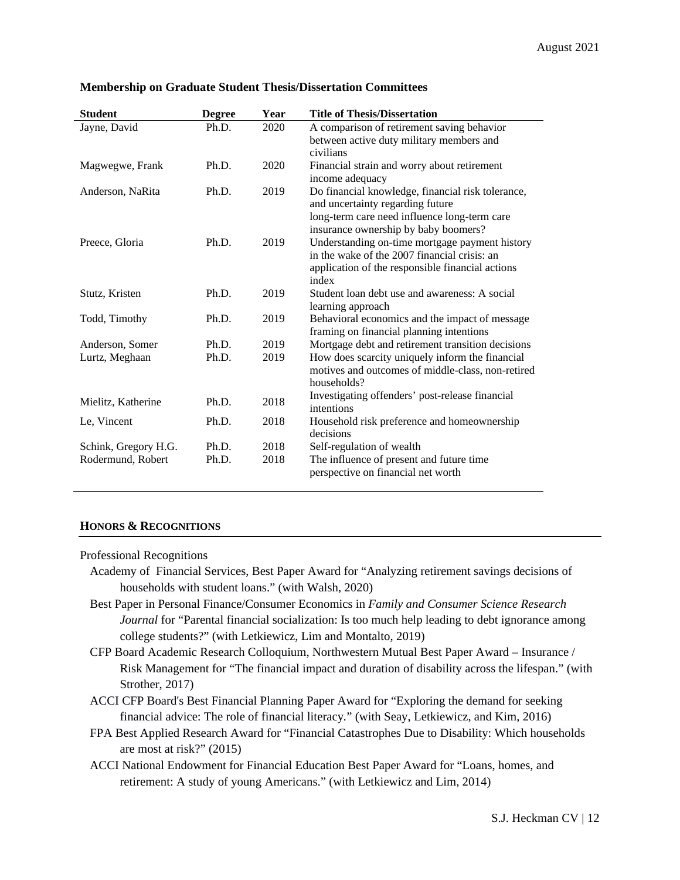**Membership on Graduate Student Thesis/Dissertation Committees**

| Student | Degree | Year | Title of Thesis/Dissertation |
|---|---|---|---|
| Jayne, David | Ph.D. | 2020 | A comparison of retirement saving behavior between active duty military members and civilians |
| Magwegwe, Frank | Ph.D. | 2020 | Financial strain and worry about retirement income adequacy |
| Anderson, NaRita | Ph.D. | 2019 | Do financial knowledge, financial risk tolerance, and uncertainty regarding future long-term care need influence long-term care insurance ownership by baby boomers? |
| Preece, Gloria | Ph.D. | 2019 | Understanding on-time mortgage payment history in the wake of the 2007 financial crisis: an application of the responsible financial actions index |
| Stutz, Kristen | Ph.D. | 2019 | Student loan debt use and awareness: A social learning approach |
| Todd, Timothy | Ph.D. | 2019 | Behavioral economics and the impact of message framing on financial planning intentions |
| Anderson, Somer | Ph.D. | 2019 | Mortgage debt and retirement transition decisions |
| Lurtz, Meghaan | Ph.D. | 2019 | How does scarcity uniquely inform the financial motives and outcomes of middle-class, non-retired households? |
| Mielitz, Katherine | Ph.D. | 2018 | Investigating offenders' post-release financial intentions |
| Le, Vincent | Ph.D. | 2018 | Household risk preference and homeownership decisions |
| Schink, Gregory H.G. | Ph.D. | 2018 | Self-regulation of wealth |
| Rodermund, Robert | Ph.D. | 2018 | The influence of present and future time perspective on financial net worth |

## HONORS & RECOGNITIONS

Professional Recognitions

- Academy of Financial Services, Best Paper Award for "Analyzing retirement savings decisions of households with student loans." (with Walsh, 2020)
- Best Paper in Personal Finance/Consumer Economics in *Family and Consumer Science Research Journal* for "Parental financial socialization: Is too much help leading to debt ignorance among college students?" (with Letkiewicz, Lim and Montalto, 2019)
- CFP Board Academic Research Colloquium, Northwestern Mutual Best Paper Award – Insurance / Risk Management for "The financial impact and duration of disability across the lifespan." (with Strother, 2017)
- ACCI CFP Board's Best Financial Planning Paper Award for "Exploring the demand for seeking financial advice: The role of financial literacy." (with Seay, Letkiewicz, and Kim, 2016)
- FPA Best Applied Research Award for "Financial Catastrophes Due to Disability: Which households are most at risk?" (2015)
- ACCI National Endowment for Financial Education Best Paper Award for "Loans, homes, and retirement: A study of young Americans." (with Letkiewicz and Lim, 2014)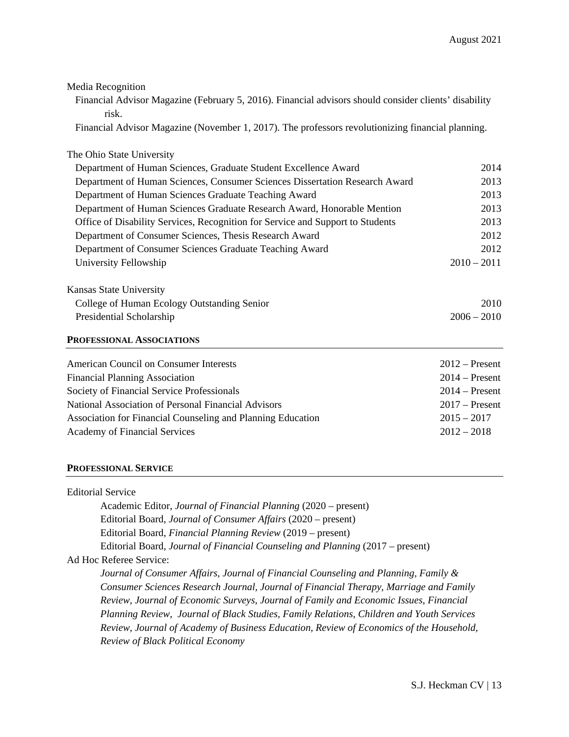Media Recognition

Financial Advisor Magazine (February 5, 2016). Financial advisors should consider clients' disability risk.

Financial Advisor Magazine (November 1, 2017). The professors revolutionizing financial planning.

The Ohio State University

| | |
|---|---|
| Department of Human Sciences, Graduate Student Excellence Award | 2014 |
| Department of Human Sciences, Consumer Sciences Dissertation Research Award | 2013 |
| Department of Human Sciences Graduate Teaching Award | 2013 |
| Department of Human Sciences Graduate Research Award, Honorable Mention | 2013 |
| Office of Disability Services, Recognition for Service and Support to Students | 2013 |
| Department of Consumer Sciences, Thesis Research Award | 2012 |
| Department of Consumer Sciences Graduate Teaching Award | 2012 |
| University Fellowship | 2010 – 2011 |

Kansas State University

| | |
|---|---|
| College of Human Ecology Outstanding Senior | 2010 |
| Presidential Scholarship | 2006 – 2010 |

## PROFESSIONAL ASSOCIATIONS

| | |
|---|---|
| American Council on Consumer Interests | 2012 – Present |
| Financial Planning Association | 2014 – Present |
| Society of Financial Service Professionals | 2014 – Present |
| National Association of Personal Financial Advisors | 2017 – Present |
| Association for Financial Counseling and Planning Education | 2015 – 2017 |
| Academy of Financial Services | 2012 – 2018 |

## PROFESSIONAL SERVICE

Editorial Service

Academic Editor, *Journal of Financial Planning* (2020 – present)
Editorial Board, *Journal of Consumer Affairs* (2020 – present)
Editorial Board, *Financial Planning Review* (2019 – present)
Editorial Board, *Journal of Financial Counseling and Planning* (2017 – present)

Ad Hoc Referee Service:

*Journal of Consumer Affairs, Journal of Financial Counseling and Planning, Family & Consumer Sciences Research Journal, Journal of Financial Therapy, Marriage and Family Review, Journal of Economic Surveys, Journal of Family and Economic Issues, Financial Planning Review, Journal of Black Studies, Family Relations, Children and Youth Services Review, Journal of Academy of Business Education, Review of Economics of the Household, Review of Black Political Economy*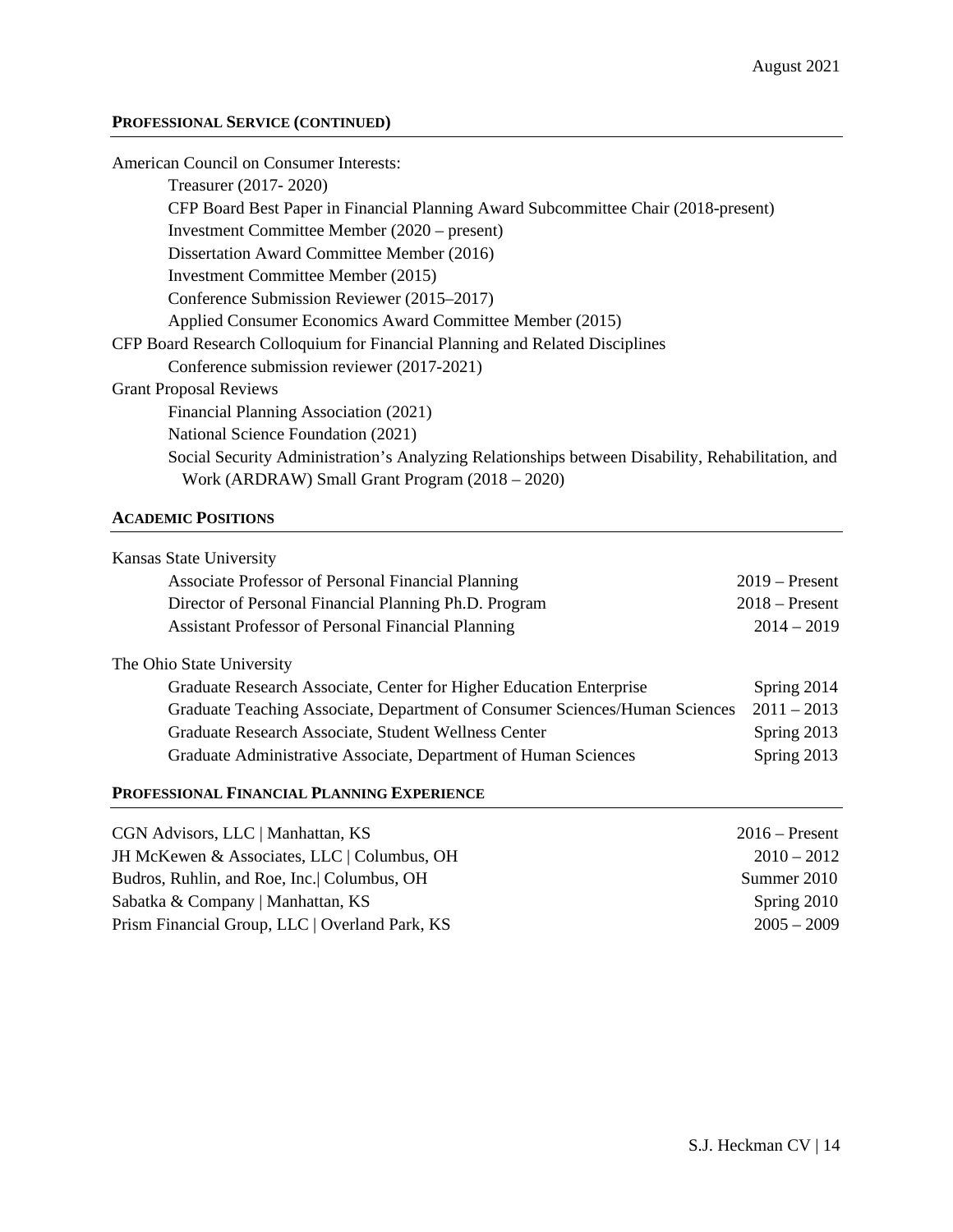## PROFESSIONAL SERVICE (CONTINUED)

American Council on Consumer Interests:
- Treasurer (2017- 2020)
- CFP Board Best Paper in Financial Planning Award Subcommittee Chair (2018-present)
- Investment Committee Member (2020 – present)
- Dissertation Award Committee Member (2016)
- Investment Committee Member (2015)
- Conference Submission Reviewer (2015–2017)
- Applied Consumer Economics Award Committee Member (2015)

CFP Board Research Colloquium for Financial Planning and Related Disciplines
- Conference submission reviewer (2017-2021)

Grant Proposal Reviews
- Financial Planning Association (2021)
- National Science Foundation (2021)
- Social Security Administration's Analyzing Relationships between Disability, Rehabilitation, and Work (ARDRAW) Small Grant Program (2018 – 2020)

## ACADEMIC POSITIONS

Kansas State University

| | |
|---|---|
| Associate Professor of Personal Financial Planning | 2019 – Present |
| Director of Personal Financial Planning Ph.D. Program | 2018 – Present |
| Assistant Professor of Personal Financial Planning | 2014 – 2019 |

The Ohio State University

| | |
|---|---|
| Graduate Research Associate, Center for Higher Education Enterprise | Spring 2014 |
| Graduate Teaching Associate, Department of Consumer Sciences/Human Sciences | 2011 – 2013 |
| Graduate Research Associate, Student Wellness Center | Spring 2013 |
| Graduate Administrative Associate, Department of Human Sciences | Spring 2013 |

## PROFESSIONAL FINANCIAL PLANNING EXPERIENCE

| | |
|---|---|
| CGN Advisors, LLC \| Manhattan, KS | 2016 – Present |
| JH McKewen & Associates, LLC \| Columbus, OH | 2010 – 2012 |
| Budros, Ruhlin, and Roe, Inc.\| Columbus, OH | Summer 2010 |
| Sabatka & Company \| Manhattan, KS | Spring 2010 |
| Prism Financial Group, LLC \| Overland Park, KS | 2005 – 2009 |